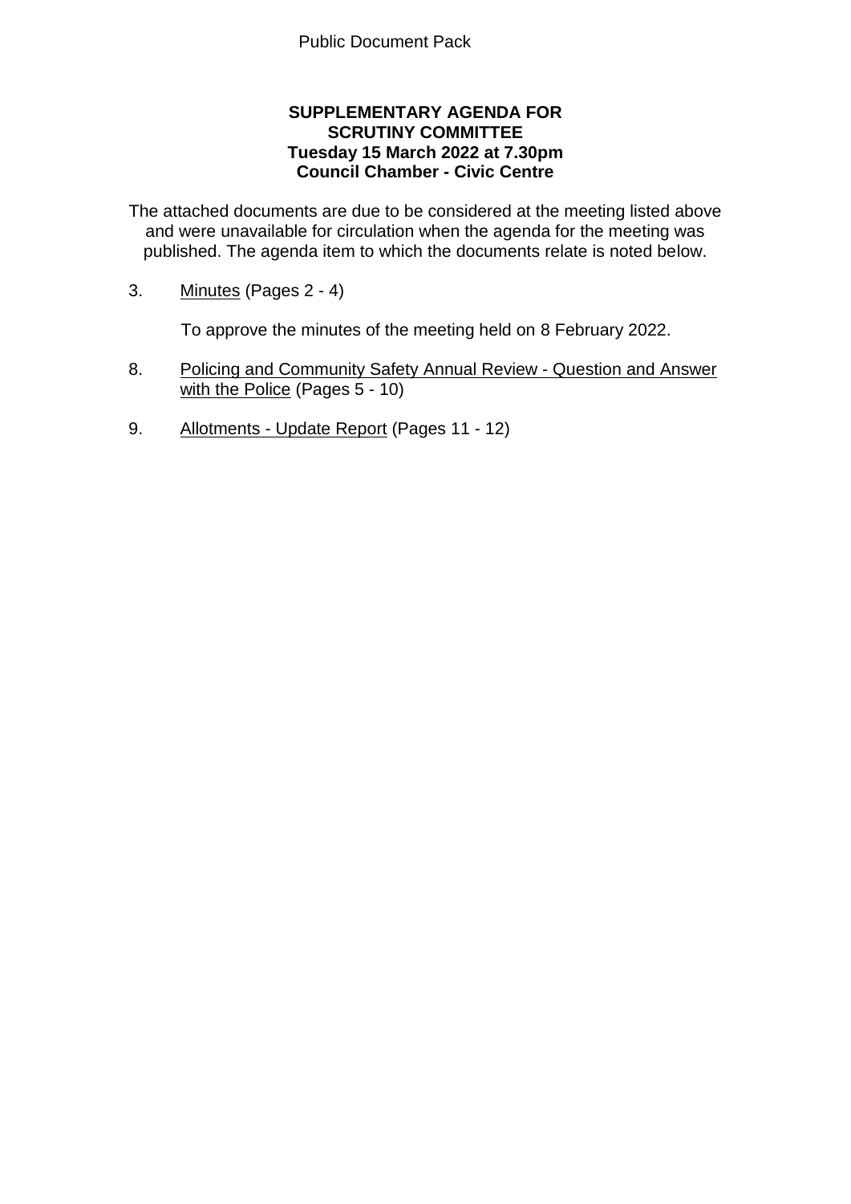Public Document Pack

**SUPPLEMENTARY AGENDA FOR SCRUTINY COMMITTEE**
**Tuesday 15 March 2022 at 7.30pm**
**Council Chamber - Civic Centre**

The attached documents are due to be considered at the meeting listed above and were unavailable for circulation when the agenda for the meeting was published. The agenda item to which the documents relate is noted below.

3. Minutes (Pages 2 - 4)

   To approve the minutes of the meeting held on 8 February 2022.

8. Policing and Community Safety Annual Review - Question and Answer with the Police (Pages 5 - 10)

9. Allotments - Update Report (Pages 11 - 12)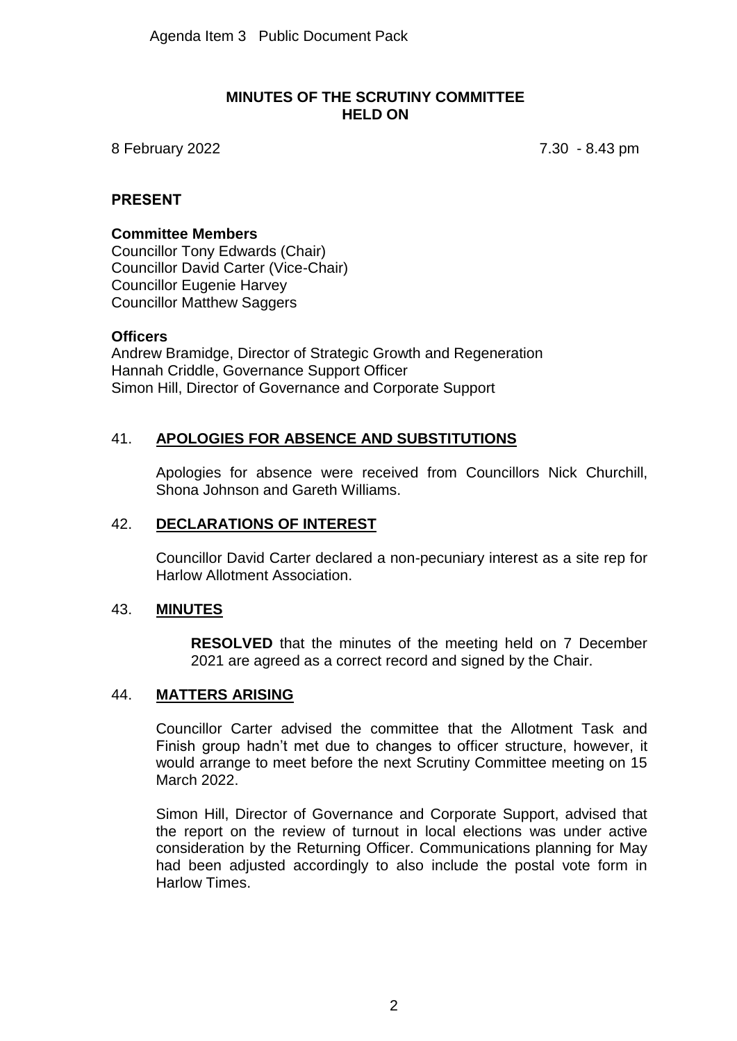Agenda Item 3 Public Document Pack

**MINUTES OF THE SCRUTINY COMMITTEE HELD ON**

8 February 2022 7.30 - 8.43 pm

## PRESENT

**Committee Members**
Councillor Tony Edwards (Chair)
Councillor David Carter (Vice-Chair)
Councillor Eugenie Harvey
Councillor Matthew Saggers

**Officers**
Andrew Bramidge, Director of Strategic Growth and Regeneration
Hannah Criddle, Governance Support Officer
Simon Hill, Director of Governance and Corporate Support

## 41. APOLOGIES FOR ABSENCE AND SUBSTITUTIONS

Apologies for absence were received from Councillors Nick Churchill, Shona Johnson and Gareth Williams.

## 42. DECLARATIONS OF INTEREST

Councillor David Carter declared a non-pecuniary interest as a site rep for Harlow Allotment Association.

## 43. MINUTES

**RESOLVED** that the minutes of the meeting held on 7 December 2021 are agreed as a correct record and signed by the Chair.

## 44. MATTERS ARISING

Councillor Carter advised the committee that the Allotment Task and Finish group hadn't met due to changes to officer structure, however, it would arrange to meet before the next Scrutiny Committee meeting on 15 March 2022.

Simon Hill, Director of Governance and Corporate Support, advised that the report on the review of turnout in local elections was under active consideration by the Returning Officer. Communications planning for May had been adjusted accordingly to also include the postal vote form in Harlow Times.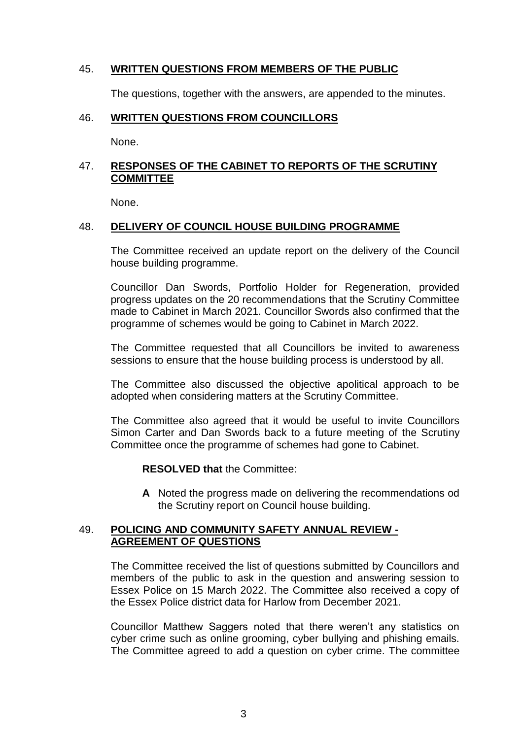## 45. WRITTEN QUESTIONS FROM MEMBERS OF THE PUBLIC

The questions, together with the answers, are appended to the minutes.

## 46. WRITTEN QUESTIONS FROM COUNCILLORS

None.

## 47. RESPONSES OF THE CABINET TO REPORTS OF THE SCRUTINY COMMITTEE

None.

## 48. DELIVERY OF COUNCIL HOUSE BUILDING PROGRAMME

The Committee received an update report on the delivery of the Council house building programme.

Councillor Dan Swords, Portfolio Holder for Regeneration, provided progress updates on the 20 recommendations that the Scrutiny Committee made to Cabinet in March 2021. Councillor Swords also confirmed that the programme of schemes would be going to Cabinet in March 2022.

The Committee requested that all Councillors be invited to awareness sessions to ensure that the house building process is understood by all.

The Committee also discussed the objective apolitical approach to be adopted when considering matters at the Scrutiny Committee.

The Committee also agreed that it would be useful to invite Councillors Simon Carter and Dan Swords back to a future meeting of the Scrutiny Committee once the programme of schemes had gone to Cabinet.

**RESOLVED that** the Committee:

**A** Noted the progress made on delivering the recommendations od the Scrutiny report on Council house building.

## 49. POLICING AND COMMUNITY SAFETY ANNUAL REVIEW - AGREEMENT OF QUESTIONS

The Committee received the list of questions submitted by Councillors and members of the public to ask in the question and answering session to Essex Police on 15 March 2022. The Committee also received a copy of the Essex Police district data for Harlow from December 2021.

Councillor Matthew Saggers noted that there weren't any statistics on cyber crime such as online grooming, cyber bullying and phishing emails. The Committee agreed to add a question on cyber crime. The committee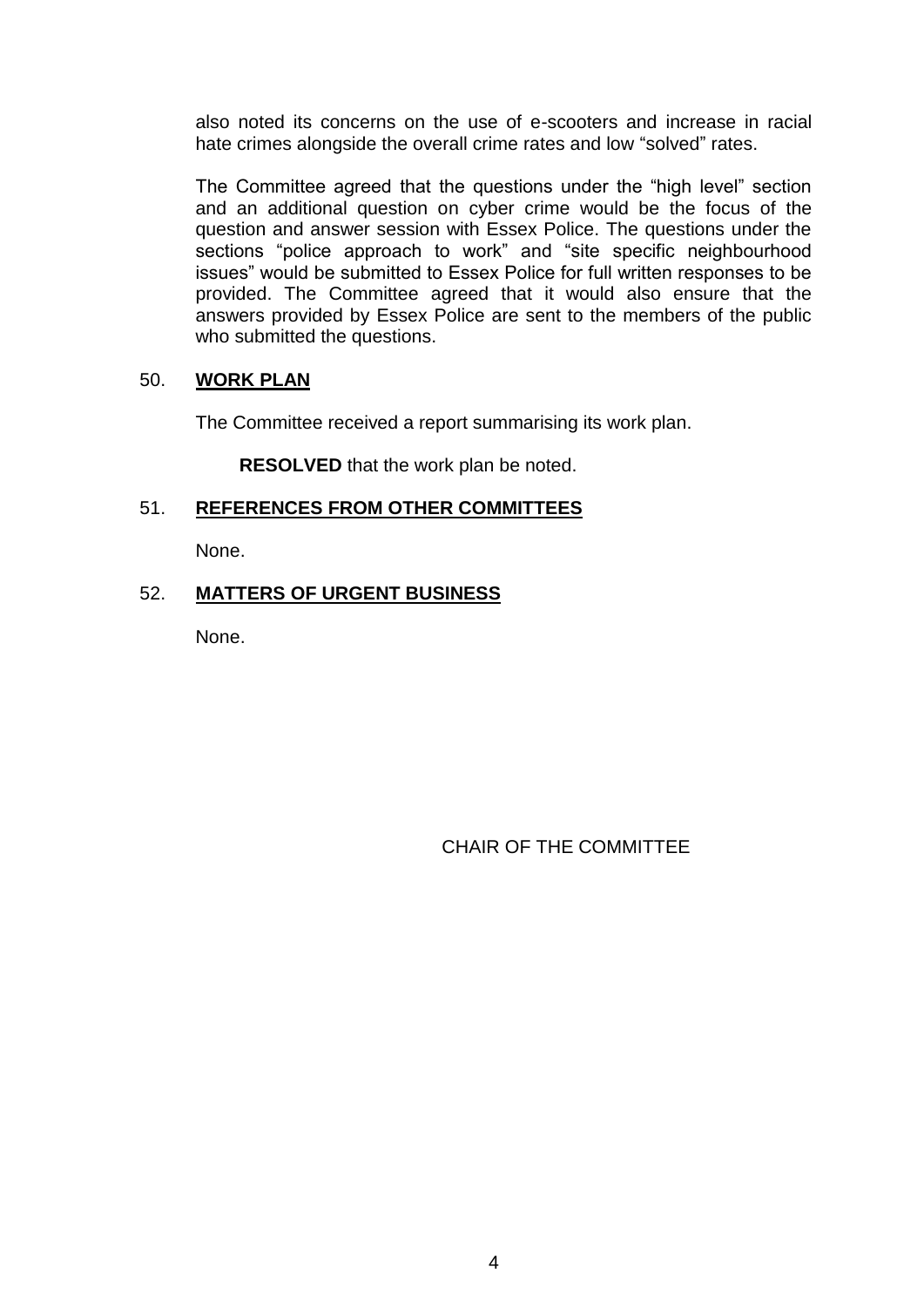also noted its concerns on the use of e-scooters and increase in racial hate crimes alongside the overall crime rates and low "solved" rates.

The Committee agreed that the questions under the "high level" section and an additional question on cyber crime would be the focus of the question and answer session with Essex Police. The questions under the sections "police approach to work" and "site specific neighbourhood issues" would be submitted to Essex Police for full written responses to be provided. The Committee agreed that it would also ensure that the answers provided by Essex Police are sent to the members of the public who submitted the questions.

## 50. **WORK PLAN**

The Committee received a report summarising its work plan.

**RESOLVED** that the work plan be noted.

## 51. **REFERENCES FROM OTHER COMMITTEES**

None.

## 52. **MATTERS OF URGENT BUSINESS**

None.

CHAIR OF THE COMMITTEE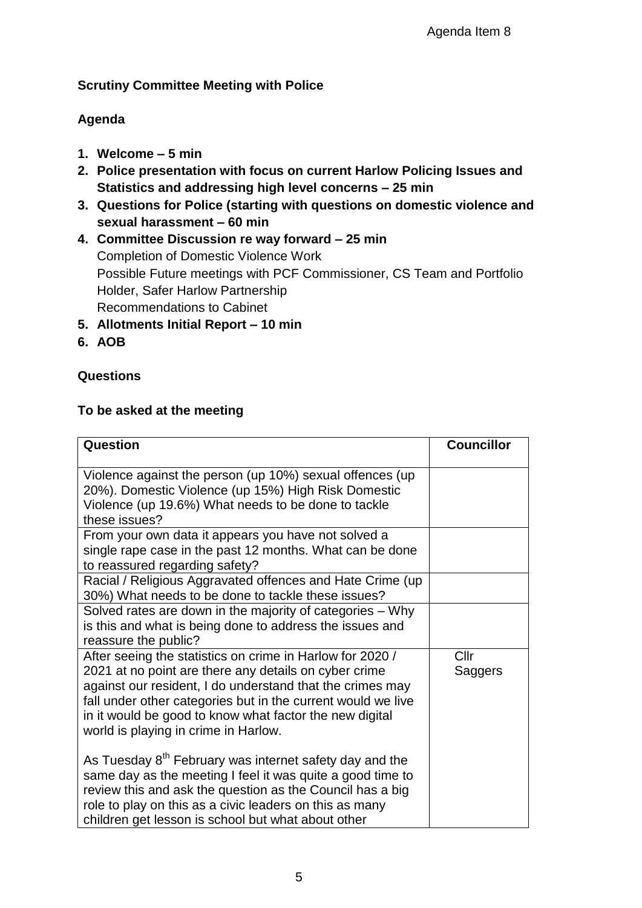Agenda Item 8

**Scrutiny Committee Meeting with Police**

**Agenda**

1. **Welcome – 5 min**
2. **Police presentation with focus on current Harlow Policing Issues and Statistics and addressing high level concerns – 25 min**
3. **Questions for Police (starting with questions on domestic violence and sexual harassment – 60 min**
4. **Committee Discussion re way forward – 25 min**
   Completion of Domestic Violence Work
   Possible Future meetings with PCF Commissioner, CS Team and Portfolio Holder, Safer Harlow Partnership
   Recommendations to Cabinet
5. **Allotments Initial Report – 10 min**
6. **AOB**

**Questions**

**To be asked at the meeting**

| Question | Councillor |
|---|---|
| Violence against the person (up 10%) sexual offences (up 20%). Domestic Violence (up 15%) High Risk Domestic Violence (up 19.6%) What needs to be done to tackle these issues? | |
| From your own data it appears you have not solved a single rape case in the past 12 months. What can be done to reassured regarding safety? | |
| Racial / Religious Aggravated offences and Hate Crime (up 30%) What needs to be done to tackle these issues? | |
| Solved rates are down in the majority of categories – Why is this and what is being done to address the issues and reassure the public? | |
| After seeing the statistics on crime in Harlow for 2020 / 2021 at no point are there any details on cyber crime against our resident, I do understand that the crimes may fall under other categories but in the current would we live in it would be good to know what factor the new digital world is playing in crime in Harlow.<br><br>As Tuesday 8th February was internet safety day and the same day as the meeting I feel it was quite a good time to review this and ask the question as the Council has a big role to play on this as a civic leaders on this as many children get lesson is school but what about other | Cllr Saggers |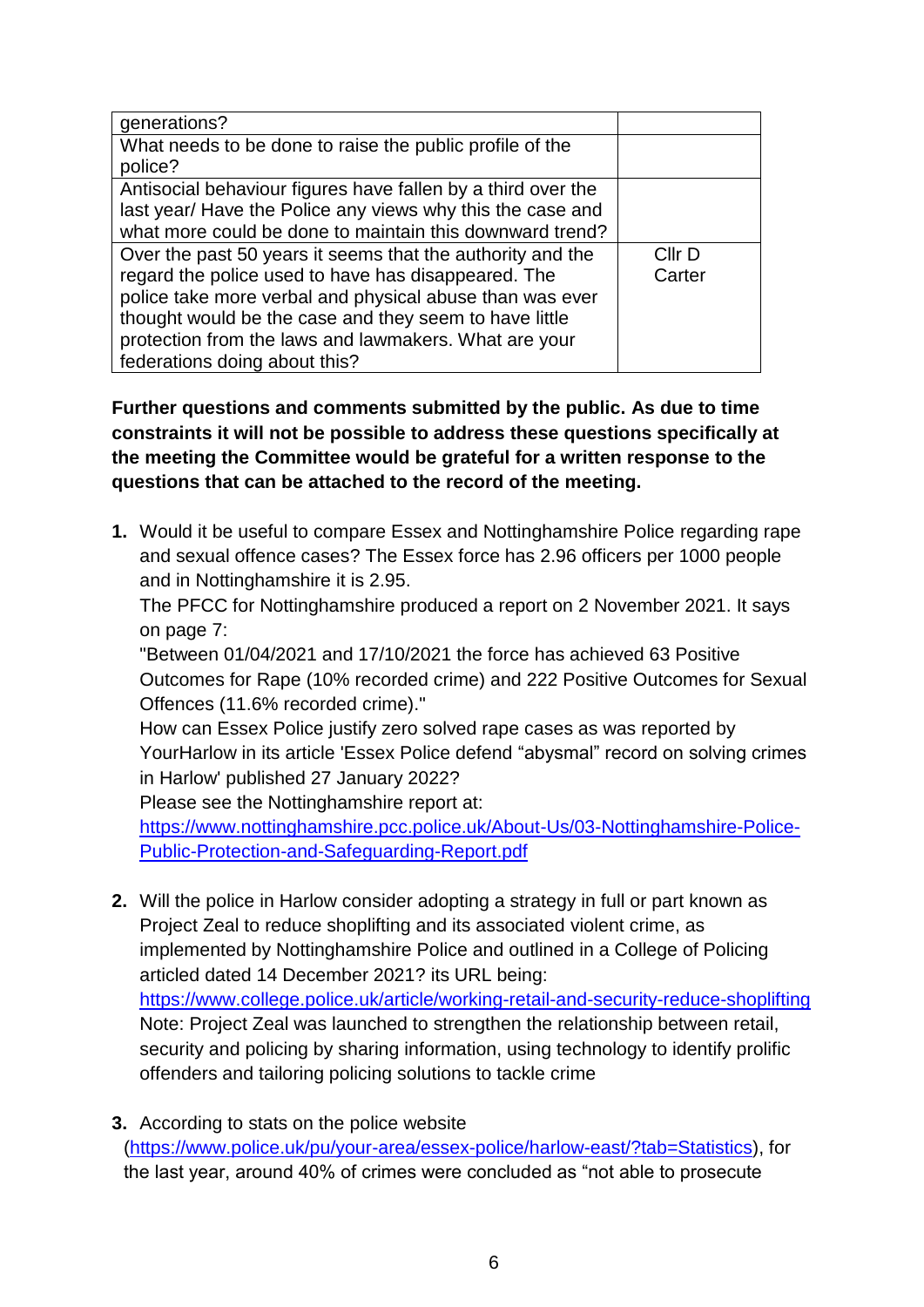| | |
|---|---|
| generations? | |
| What needs to be done to raise the public profile of the police? | |
| Antisocial behaviour figures have fallen by a third over the last year/ Have the Police any views why this the case and what more could be done to maintain this downward trend? | |
| Over the past 50 years it seems that the authority and the regard the police used to have has disappeared. The police take more verbal and physical abuse than was ever thought would be the case and they seem to have little protection from the laws and lawmakers. What are your federations doing about this? | Cllr D Carter |

**Further questions and comments submitted by the public. As due to time constraints it will not be possible to address these questions specifically at the meeting the Committee would be grateful for a written response to the questions that can be attached to the record of the meeting.**

1. Would it be useful to compare Essex and Nottinghamshire Police regarding rape and sexual offence cases? The Essex force has 2.96 officers per 1000 people and in Nottinghamshire it is 2.95.
   The PFCC for Nottinghamshire produced a report on 2 November 2021. It says on page 7:
   "Between 01/04/2021 and 17/10/2021 the force has achieved 63 Positive Outcomes for Rape (10% recorded crime) and 222 Positive Outcomes for Sexual Offences (11.6% recorded crime)."
   How can Essex Police justify zero solved rape cases as was reported by YourHarlow in its article 'Essex Police defend "abysmal" record on solving crimes in Harlow' published 27 January 2022?
   Please see the Nottinghamshire report at:
   [https://www.nottinghamshire.pcc.police.uk/About-Us/03-Nottinghamshire-Police-Public-Protection-and-Safeguarding-Report.pdf](https://www.nottinghamshire.pcc.police.uk/About-Us/03-Nottinghamshire-Police-Public-Protection-and-Safeguarding-Report.pdf)

2. Will the police in Harlow consider adopting a strategy in full or part known as Project Zeal to reduce shoplifting and its associated violent crime, as implemented by Nottinghamshire Police and outlined in a College of Policing articled dated 14 December 2021? its URL being:
   [https://www.college.police.uk/article/working-retail-and-security-reduce-shoplifting](https://www.college.police.uk/article/working-retail-and-security-reduce-shoplifting)
   Note: Project Zeal was launched to strengthen the relationship between retail, security and policing by sharing information, using technology to identify prolific offenders and tailoring policing solutions to tackle crime

3. According to stats on the police website ([https://www.police.uk/pu/your-area/essex-police/harlow-east/?tab=Statistics](https://www.police.uk/pu/your-area/essex-police/harlow-east/?tab=Statistics)), for the last year, around 40% of crimes were concluded as "not able to prosecute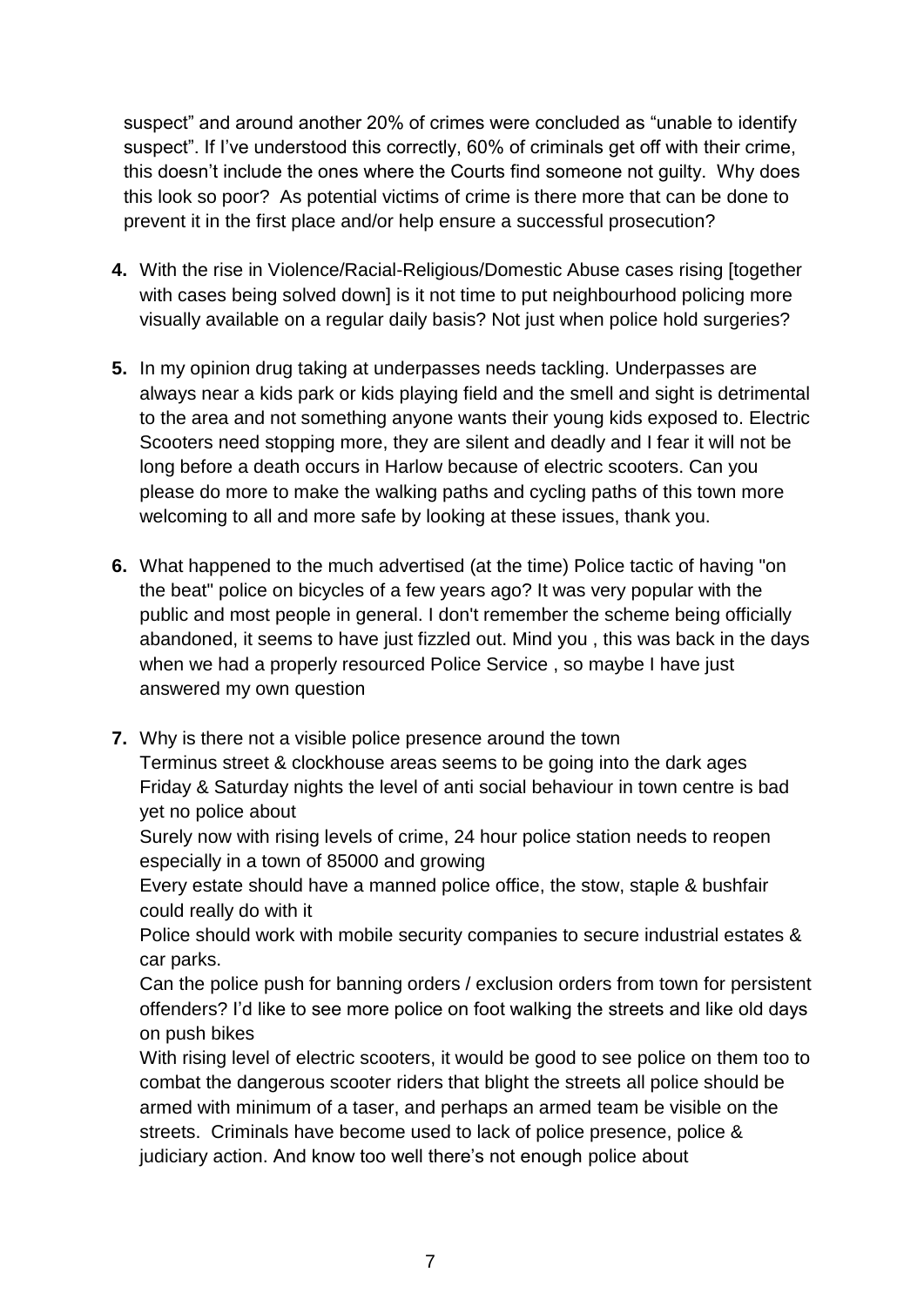suspect" and around another 20% of crimes were concluded as "unable to identify suspect". If I've understood this correctly, 60% of criminals get off with their crime, this doesn't include the ones where the Courts find someone not guilty. Why does this look so poor? As potential victims of crime is there more that can be done to prevent it in the first place and/or help ensure a successful prosecution?

4. With the rise in Violence/Racial-Religious/Domestic Abuse cases rising [together with cases being solved down] is it not time to put neighbourhood policing more visually available on a regular daily basis? Not just when police hold surgeries?

5. In my opinion drug taking at underpasses needs tackling. Underpasses are always near a kids park or kids playing field and the smell and sight is detrimental to the area and not something anyone wants their young kids exposed to. Electric Scooters need stopping more, they are silent and deadly and I fear it will not be long before a death occurs in Harlow because of electric scooters. Can you please do more to make the walking paths and cycling paths of this town more welcoming to all and more safe by looking at these issues, thank you.

6. What happened to the much advertised (at the time) Police tactic of having "on the beat" police on bicycles of a few years ago? It was very popular with the public and most people in general. I don't remember the scheme being officially abandoned, it seems to have just fizzled out. Mind you , this was back in the days when we had a properly resourced Police Service , so maybe I have just answered my own question

7. Why is there not a visible police presence around the town
   Terminus street & clockhouse areas seems to be going into the dark ages
   Friday & Saturday nights the level of anti social behaviour in town centre is bad yet no police about
   Surely now with rising levels of crime, 24 hour police station needs to reopen especially in a town of 85000 and growing
   Every estate should have a manned police office, the stow, staple & bushfair could really do with it
   Police should work with mobile security companies to secure industrial estates & car parks.
   Can the police push for banning orders / exclusion orders from town for persistent offenders? I'd like to see more police on foot walking the streets and like old days on push bikes
   With rising level of electric scooters, it would be good to see police on them too to combat the dangerous scooter riders that blight the streets all police should be armed with minimum of a taser, and perhaps an armed team be visible on the streets. Criminals have become used to lack of police presence, police & judiciary action. And know too well there's not enough police about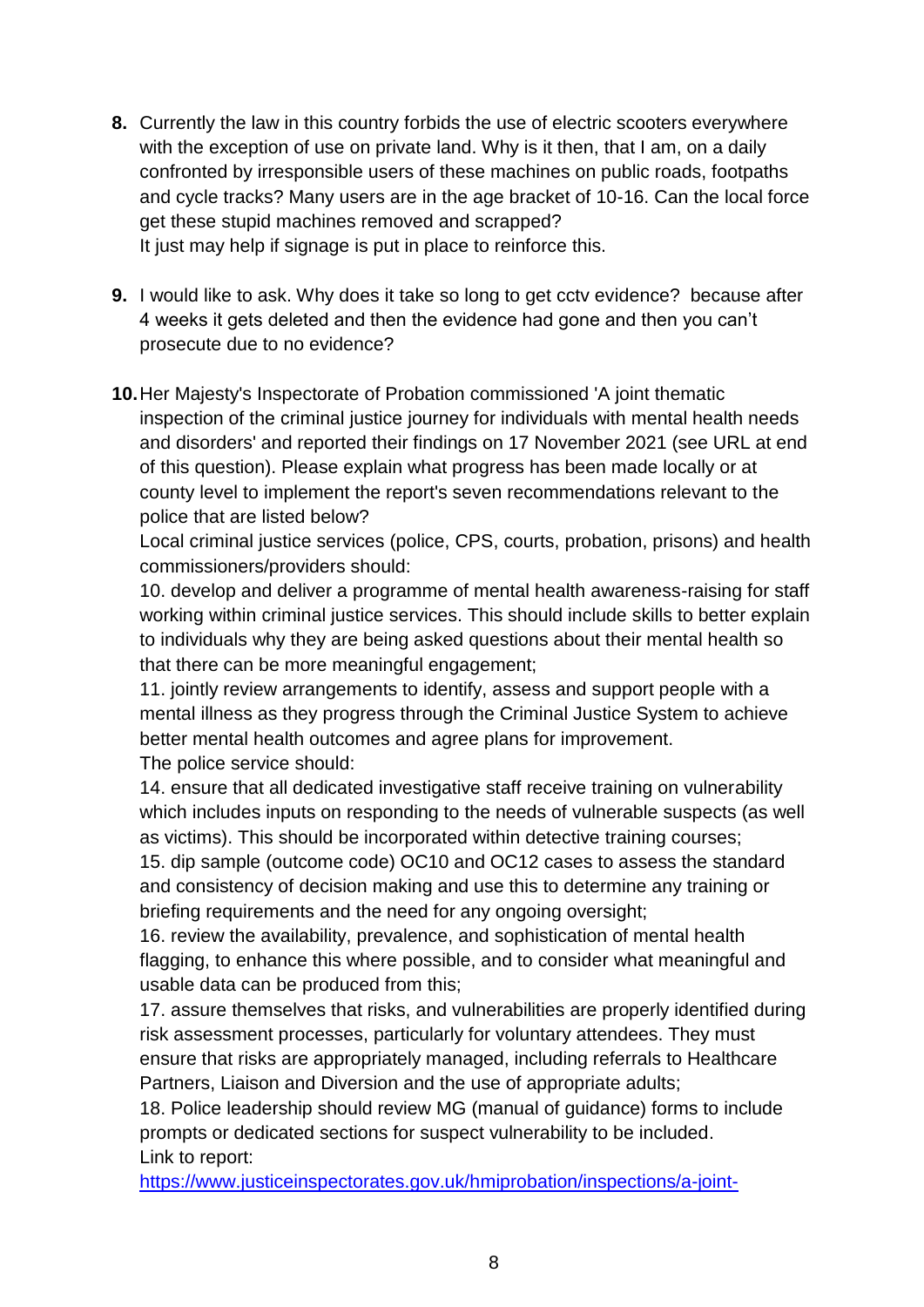8. Currently the law in this country forbids the use of electric scooters everywhere with the exception of use on private land. Why is it then, that I am, on a daily confronted by irresponsible users of these machines on public roads, footpaths and cycle tracks? Many users are in the age bracket of 10-16. Can the local force get these stupid machines removed and scrapped?
   It just may help if signage is put in place to reinforce this.

9. I would like to ask. Why does it take so long to get cctv evidence?  because after 4 weeks it gets deleted and then the evidence had gone and then you can't prosecute due to no evidence?

10. Her Majesty's Inspectorate of Probation commissioned 'A joint thematic inspection of the criminal justice journey for individuals with mental health needs and disorders' and reported their findings on 17 November 2021 (see URL at end of this question). Please explain what progress has been made locally or at county level to implement the report's seven recommendations relevant to the police that are listed below?
    Local criminal justice services (police, CPS, courts, probation, prisons) and health commissioners/providers should:
    10. develop and deliver a programme of mental health awareness-raising for staff working within criminal justice services. This should include skills to better explain to individuals why they are being asked questions about their mental health so that there can be more meaningful engagement;
    11. jointly review arrangements to identify, assess and support people with a mental illness as they progress through the Criminal Justice System to achieve better mental health outcomes and agree plans for improvement.
    The police service should:
    14. ensure that all dedicated investigative staff receive training on vulnerability which includes inputs on responding to the needs of vulnerable suspects (as well as victims). This should be incorporated within detective training courses;
    15. dip sample (outcome code) OC10 and OC12 cases to assess the standard and consistency of decision making and use this to determine any training or briefing requirements and the need for any ongoing oversight;
    16. review the availability, prevalence, and sophistication of mental health flagging, to enhance this where possible, and to consider what meaningful and usable data can be produced from this;
    17. assure themselves that risks, and vulnerabilities are properly identified during risk assessment processes, particularly for voluntary attendees. They must ensure that risks are appropriately managed, including referrals to Healthcare Partners, Liaison and Diversion and the use of appropriate adults;
    18. Police leadership should review MG (manual of guidance) forms to include prompts or dedicated sections for suspect vulnerability to be included.
    Link to report:
    https://www.justiceinspectorates.gov.uk/hmiprobation/inspections/a-joint-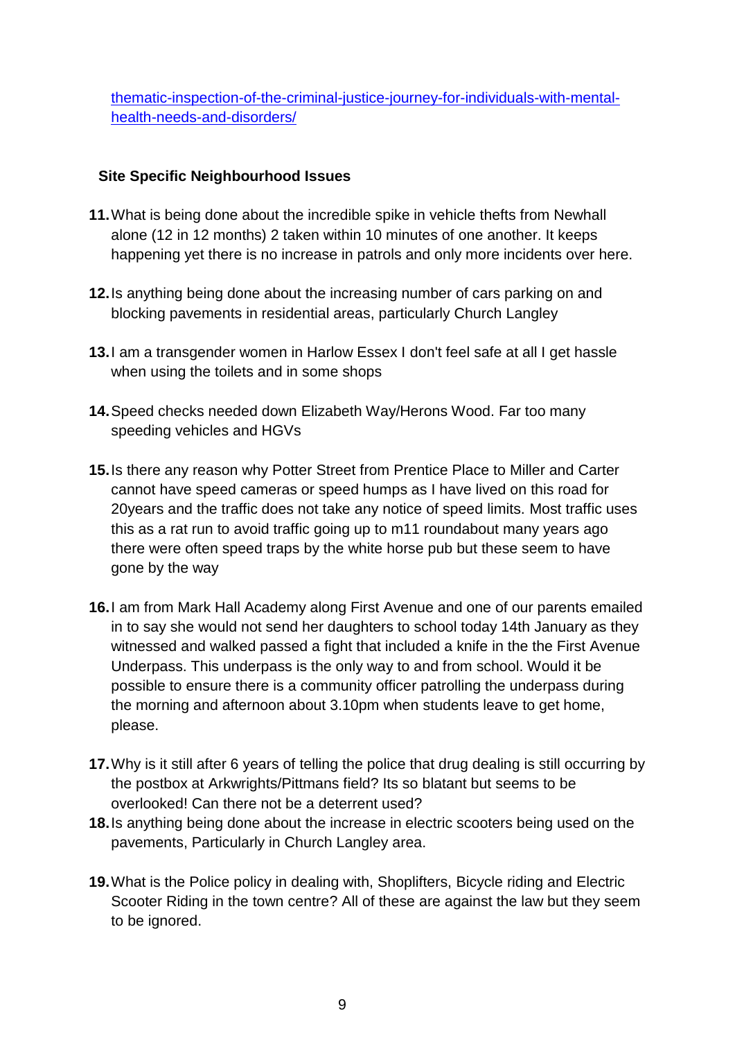[thematic-inspection-of-the-criminal-justice-journey-for-individuals-with-mental-health-needs-and-disorders/](thematic-inspection-of-the-criminal-justice-journey-for-individuals-with-mental-health-needs-and-disorders/)

**Site Specific Neighbourhood Issues**

11. What is being done about the incredible spike in vehicle thefts from Newhall alone (12 in 12 months) 2 taken within 10 minutes of one another. It keeps happening yet there is no increase in patrols and only more incidents over here.

12. Is anything being done about the increasing number of cars parking on and blocking pavements in residential areas, particularly Church Langley

13. I am a transgender women in Harlow Essex I don't feel safe at all I get hassle when using the toilets and in some shops

14. Speed checks needed down Elizabeth Way/Herons Wood. Far too many speeding vehicles and HGVs

15. Is there any reason why Potter Street from Prentice Place to Miller and Carter cannot have speed cameras or speed humps as I have lived on this road for 20years and the traffic does not take any notice of speed limits. Most traffic uses this as a rat run to avoid traffic going up to m11 roundabout many years ago there were often speed traps by the white horse pub but these seem to have gone by the way

16. I am from Mark Hall Academy along First Avenue and one of our parents emailed in to say she would not send her daughters to school today 14th January as they witnessed and walked passed a fight that included a knife in the the First Avenue Underpass. This underpass is the only way to and from school. Would it be possible to ensure there is a community officer patrolling the underpass during the morning and afternoon about 3.10pm when students leave to get home, please.

17. Why is it still after 6 years of telling the police that drug dealing is still occurring by the postbox at Arkwrights/Pittmans field? Its so blatant but seems to be overlooked! Can there not be a deterrent used?

18. Is anything being done about the increase in electric scooters being used on the pavements, Particularly in Church Langley area.

19. What is the Police policy in dealing with, Shoplifters, Bicycle riding and Electric Scooter Riding in the town centre? All of these are against the law but they seem to be ignored.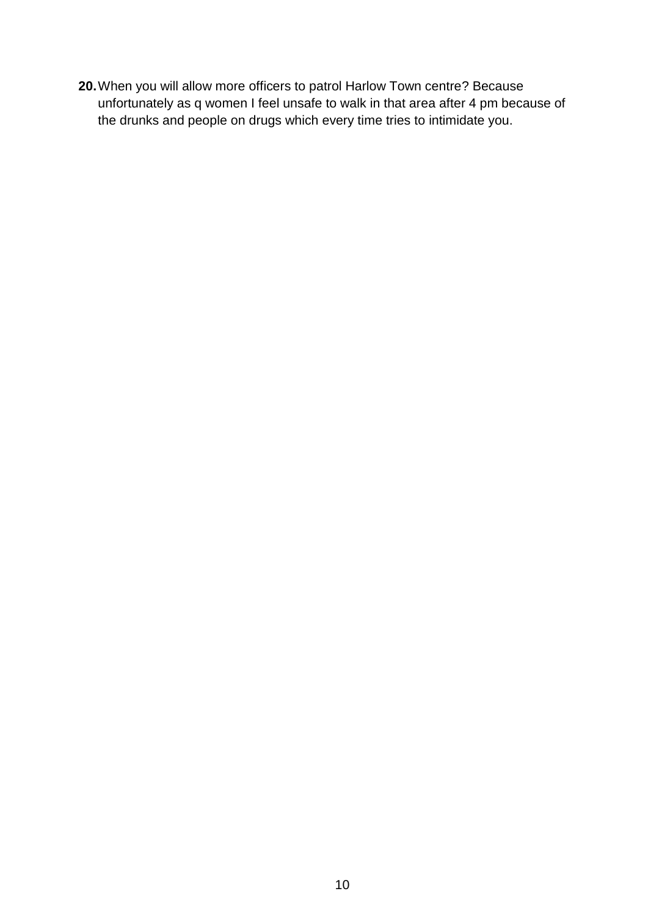**20.** When you will allow more officers to patrol Harlow Town centre? Because unfortunately as q women I feel unsafe to walk in that area after 4 pm because of the drunks and people on drugs which every time tries to intimidate you.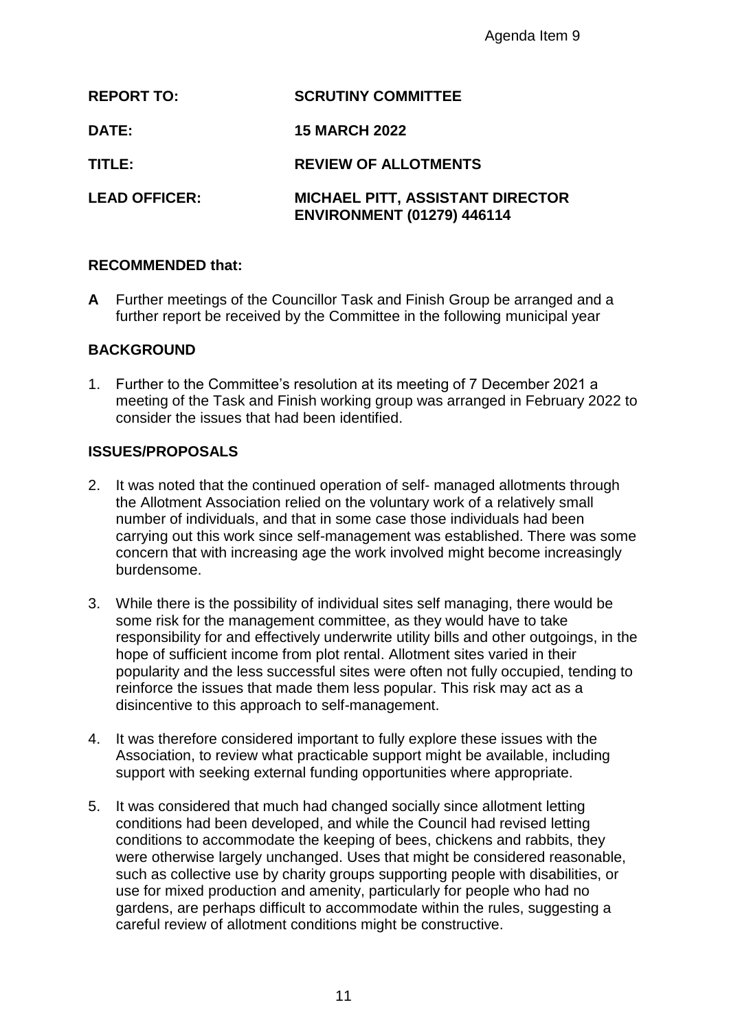Agenda Item 9

**REPORT TO:** SCRUTINY COMMITTEE

**DATE:** 15 MARCH 2022

**TITLE:** REVIEW OF ALLOTMENTS

**LEAD OFFICER:** MICHAEL PITT, ASSISTANT DIRECTOR ENVIRONMENT (01279) 446114

## RECOMMENDED that:

**A** Further meetings of the Councillor Task and Finish Group be arranged and a further report be received by the Committee in the following municipal year

## BACKGROUND

1. Further to the Committee's resolution at its meeting of 7 December 2021 a meeting of the Task and Finish working group was arranged in February 2022 to consider the issues that had been identified.

## ISSUES/PROPOSALS

2. It was noted that the continued operation of self- managed allotments through the Allotment Association relied on the voluntary work of a relatively small number of individuals, and that in some case those individuals had been carrying out this work since self-management was established. There was some concern that with increasing age the work involved might become increasingly burdensome.

3. While there is the possibility of individual sites self managing, there would be some risk for the management committee, as they would have to take responsibility for and effectively underwrite utility bills and other outgoings, in the hope of sufficient income from plot rental. Allotment sites varied in their popularity and the less successful sites were often not fully occupied, tending to reinforce the issues that made them less popular. This risk may act as a disincentive to this approach to self-management.

4. It was therefore considered important to fully explore these issues with the Association, to review what practicable support might be available, including support with seeking external funding opportunities where appropriate.

5. It was considered that much had changed socially since allotment letting conditions had been developed, and while the Council had revised letting conditions to accommodate the keeping of bees, chickens and rabbits, they were otherwise largely unchanged. Uses that might be considered reasonable, such as collective use by charity groups supporting people with disabilities, or use for mixed production and amenity, particularly for people who had no gardens, are perhaps difficult to accommodate within the rules, suggesting a careful review of allotment conditions might be constructive.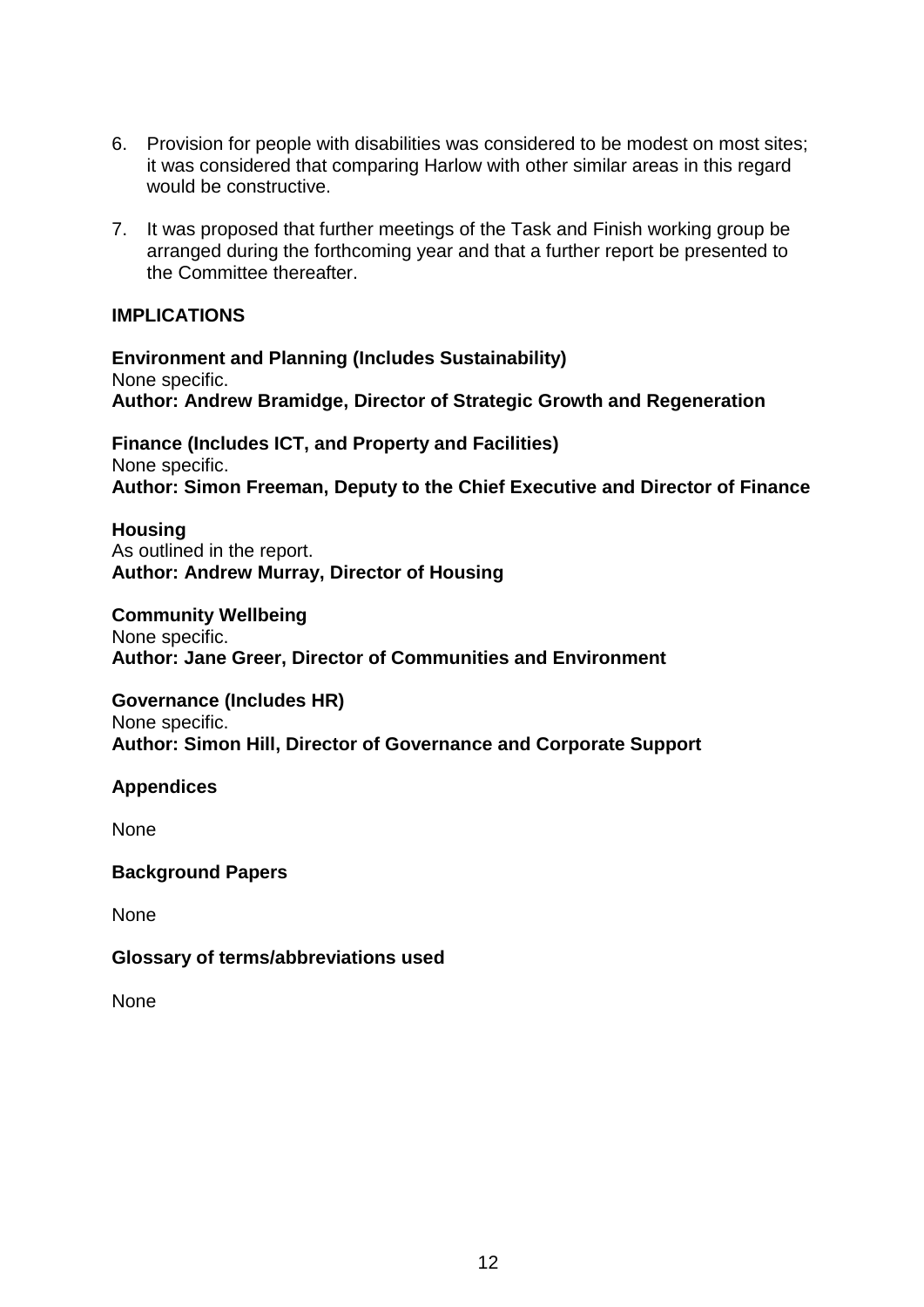6. Provision for people with disabilities was considered to be modest on most sites; it was considered that comparing Harlow with other similar areas in this regard would be constructive.

7. It was proposed that further meetings of the Task and Finish working group be arranged during the forthcoming year and that a further report be presented to the Committee thereafter.

**IMPLICATIONS**

**Environment and Planning (Includes Sustainability)**
None specific.
**Author: Andrew Bramidge, Director of Strategic Growth and Regeneration**

**Finance (Includes ICT, and Property and Facilities)**
None specific.
**Author: Simon Freeman, Deputy to the Chief Executive and Director of Finance**

**Housing**
As outlined in the report.
**Author: Andrew Murray, Director of Housing**

**Community Wellbeing**
None specific.
**Author: Jane Greer, Director of Communities and Environment**

**Governance (Includes HR)**
None specific.
**Author: Simon Hill, Director of Governance and Corporate Support**

**Appendices**

None

**Background Papers**

None

**Glossary of terms/abbreviations used**

None